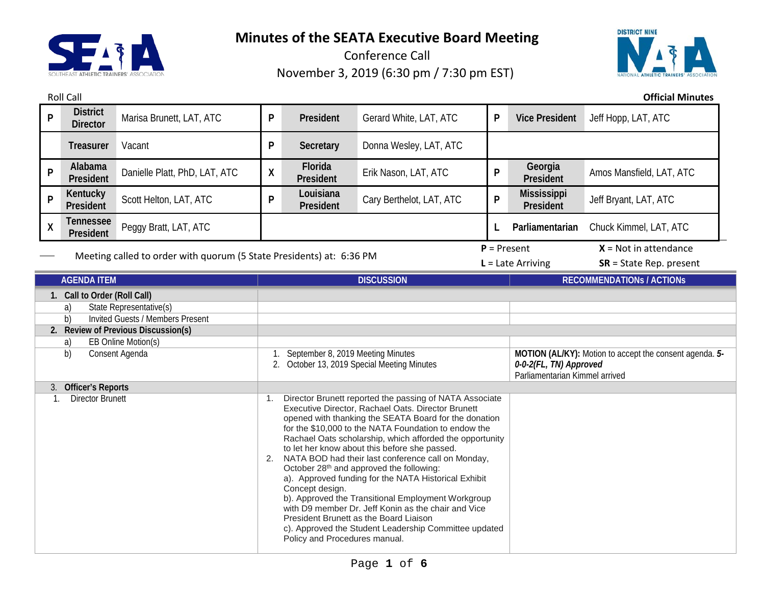# Minutes of the SEATA Executive Board Meeting

Conference Call

November 3, 2019 (6:30 pm / 7:30 pm EST)

Roll Call

**Official Minutes**

| | | | | | | | | |
|---|---|---|---|---|---|---|---|---|
| P | **District Director** | Marisa Brunett, LAT, ATC | P | **President** | Gerard White, LAT, ATC | P | **Vice President** | Jeff Hopp, LAT, ATC |
| | **Treasurer** | Vacant | P | **Secretary** | Donna Wesley, LAT, ATC | | | |
| P | **Alabama President** | Danielle Platt, PhD, LAT, ATC | X | **Florida President** | Erik Nason, LAT, ATC | P | **Georgia President** | Amos Mansfield, LAT, ATC |
| P | **Kentucky President** | Scott Helton, LAT, ATC | P | **Louisiana President** | Cary Berthelot, LAT, ATC | P | **Mississippi President** | Jeff Bryant, LAT, ATC |
| X | **Tennessee President** | Peggy Bratt, LAT, ATC | | | | L | **Parliamentarian** | Chuck Kimmel, LAT, ATC |

Meeting called to order with quorum (5 State Presidents) at: 6:36 PM

**P** = Present **X** = Not in attendance
**L** = Late Arriving **SR** = State Rep. present

| AGENDA ITEM | DISCUSSION | RECOMMENDATIONs / ACTIONs |
|---|---|---|
| **1. Call to Order (Roll Call)** | | |
| a) State Representative(s) | | |
| b) Invited Guests / Members Present | | |
| **2. Review of Previous Discussion(s)** | | |
| a) EB Online Motion(s) | | |
| b) Consent Agenda | 1. September 8, 2019 Meeting Minutes<br>2. October 13, 2019 Special Meeting Minutes | **MOTION (AL/KY):** Motion to accept the consent agenda. ***5-0-0-2(FL, TN) Approved***<br>Parliamentarian Kimmel arrived |
| 3. **Officer's Reports** | | |
| 1. Director Brunett | 1. Director Brunett reported the passing of NATA Associate Executive Director, Rachael Oats. Director Brunett opened with thanking the SEATA Board for the donation for the $10,000 to the NATA Foundation to endow the Rachael Oats scholarship, which afforded the opportunity to let her know about this before she passed.<br>2. NATA BOD had their last conference call on Monday, October 28th and approved the following:<br>a). Approved funding for the NATA Historical Exhibit Concept design.<br>b). Approved the Transitional Employment Workgroup with D9 member Dr. Jeff Konin as the chair and Vice President Brunett as the Board Liaison<br>c). Approved the Student Leadership Committee updated Policy and Procedures manual. | |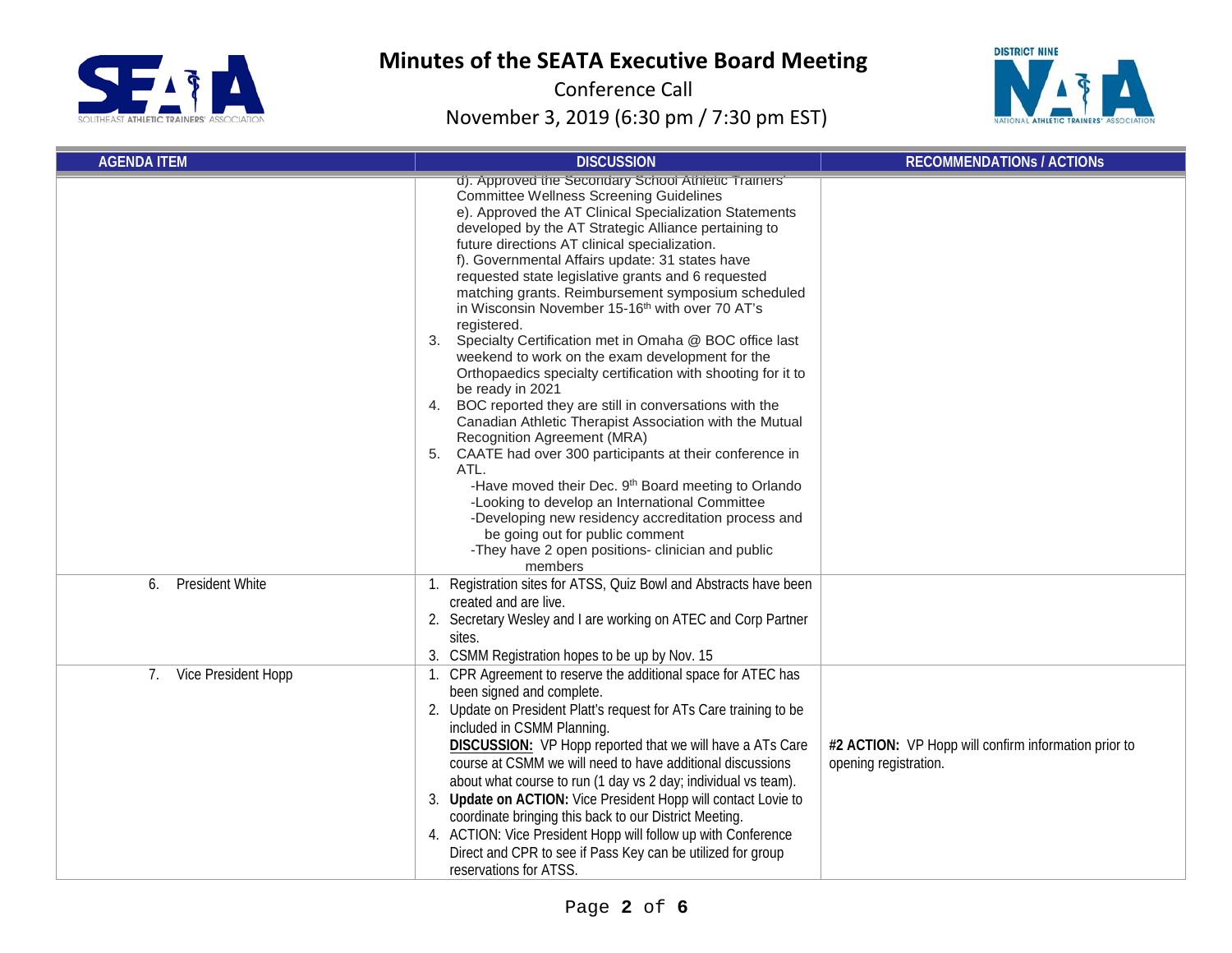# Minutes of the SEATA Executive Board Meeting

Conference Call

November 3, 2019 (6:30 pm / 7:30 pm EST)

| AGENDA ITEM | DISCUSSION | RECOMMENDATIONs / ACTIONs |
|---|---|---|
| | d). Approved the Secondary School Athletic Trainers' Committee Wellness Screening Guidelines<br>e). Approved the AT Clinical Specialization Statements developed by the AT Strategic Alliance pertaining to future directions AT clinical specialization.<br>f). Governmental Affairs update: 31 states have requested state legislative grants and 6 requested matching grants. Reimbursement symposium scheduled in Wisconsin November 15-16th with over 70 AT's registered.<br>3. Specialty Certification met in Omaha @ BOC office last weekend to work on the exam development for the Orthopaedics specialty certification with shooting for it to be ready in 2021<br>4. BOC reported they are still in conversations with the Canadian Athletic Therapist Association with the Mutual Recognition Agreement (MRA)<br>5. CAATE had over 300 participants at their conference in ATL.<br>-Have moved their Dec. 9th Board meeting to Orlando<br>-Looking to develop an International Committee<br>-Developing new residency accreditation process and be going out for public comment<br>-They have 2 open positions- clinician and public members | |
| 6. President White | 1. Registration sites for ATSS, Quiz Bowl and Abstracts have been created and are live.<br>2. Secretary Wesley and I are working on ATEC and Corp Partner sites.<br>3. CSMM Registration hopes to be up by Nov. 15 | |
| 7. Vice President Hopp | 1. CPR Agreement to reserve the additional space for ATEC has been signed and complete.<br>2. Update on President Platt's request for ATs Care training to be included in CSMM Planning.<br>**DISCUSSION:** VP Hopp reported that we will have a ATs Care course at CSMM we will need to have additional discussions about what course to run (1 day vs 2 day; individual vs team).<br>3. **Update on ACTION:** Vice President Hopp will contact Lovie to coordinate bringing this back to our District Meeting.<br>4. ACTION: Vice President Hopp will follow up with Conference Direct and CPR to see if Pass Key can be utilized for group reservations for ATSS. | **#2 ACTION:** VP Hopp will confirm information prior to opening registration. |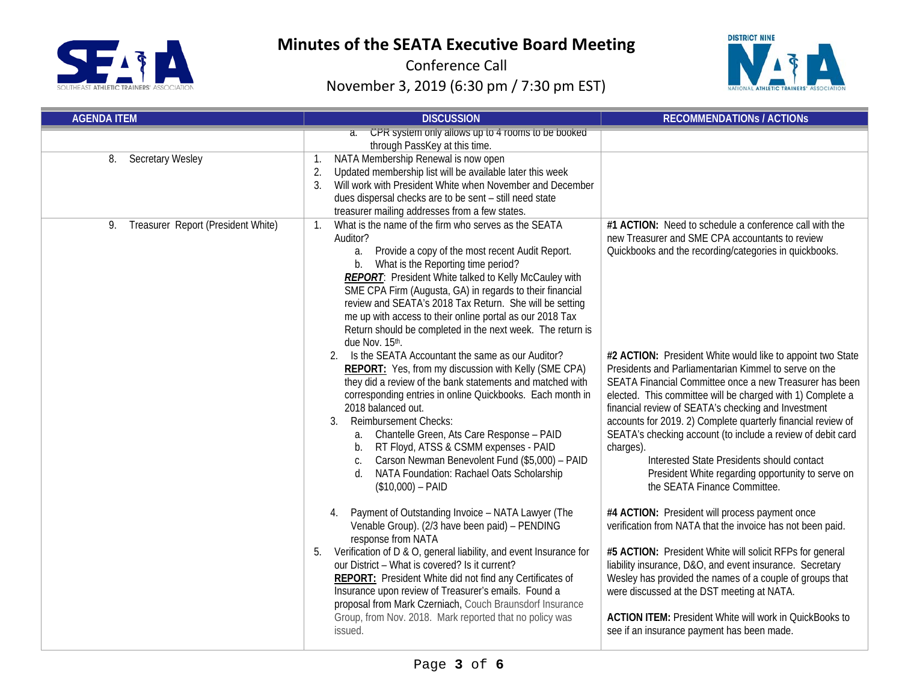# Minutes of the SEATA Executive Board Meeting

Conference Call

November 3, 2019 (6:30 pm / 7:30 pm EST)

| AGENDA ITEM | DISCUSSION | RECOMMENDATIONs / ACTIONs |
|---|---|---|
| | a. CPR system only allows up to 4 rooms to be booked through PassKey at this time. | |
| 8. Secretary Wesley | 1. NATA Membership Renewal is now open<br>2. Updated membership list will be available later this week<br>3. Will work with President White when November and December dues dispersal checks are to be sent – still need state treasurer mailing addresses from a few states. | |
| 9. Treasurer Report (President White) | 1. What is the name of the firm who serves as the SEATA Auditor?<br>a. Provide a copy of the most recent Audit Report.<br>b. What is the Reporting time period?<br>***REPORT***: President White talked to Kelly McCauley with SME CPA Firm (Augusta, GA) in regards to their financial review and SEATA's 2018 Tax Return. She will be setting me up with access to their online portal as our 2018 Tax Return should be completed in the next week. The return is due Nov. 15th. | **#1 ACTION:** Need to schedule a conference call with the new Treasurer and SME CPA accountants to review Quickbooks and the recording/categories in quickbooks. |
| | 2. Is the SEATA Accountant the same as our Auditor?<br>**REPORT:** Yes, from my discussion with Kelly (SME CPA) they did a review of the bank statements and matched with corresponding entries in online Quickbooks. Each month in 2018 balanced out.<br>3. Reimbursement Checks:<br>a. Chantelle Green, Ats Care Response – PAID<br>b. RT Floyd, ATSS & CSMM expenses - PAID<br>c. Carson Newman Benevolent Fund ($5,000) – PAID<br>d. NATA Foundation: Rachael Oats Scholarship ($10,000) – PAID | **#2 ACTION:** President White would like to appoint two State Presidents and Parliamentarian Kimmel to serve on the SEATA Financial Committee once a new Treasurer has been elected. This committee will be charged with 1) Complete a financial review of SEATA's checking and Investment accounts for 2019. 2) Complete quarterly financial review of SEATA's checking account (to include a review of debit card charges).<br>Interested State Presidents should contact President White regarding opportunity to serve on the SEATA Finance Committee. |
| | 4. Payment of Outstanding Invoice – NATA Lawyer (The Venable Group). (2/3 have been paid) – PENDING response from NATA | **#4 ACTION:** President will process payment once verification from NATA that the invoice has not been paid. |
| | 5. Verification of D & O, general liability, and event Insurance for our District – What is covered? Is it current?<br>**REPORT:** President White did not find any Certificates of Insurance upon review of Treasurer's emails. Found a proposal from Mark Czerniach, Couch Braunsdorf Insurance Group, from Nov. 2018. Mark reported that no policy was issued. | **#5 ACTION:** President White will solicit RFPs for general liability insurance, D&O, and event insurance. Secretary Wesley has provided the names of a couple of groups that were discussed at the DST meeting at NATA.<br><br>**ACTION ITEM:** President White will work in QuickBooks to see if an insurance payment has been made. |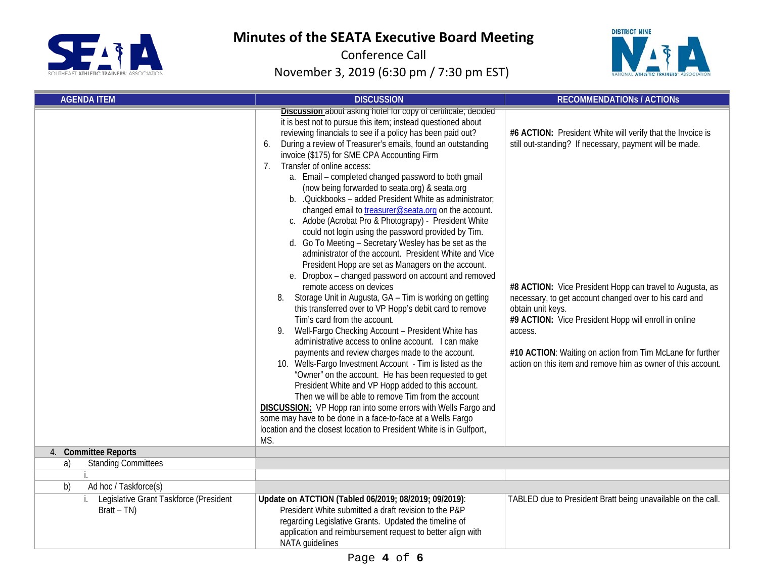# Minutes of the SEATA Executive Board Meeting

Conference Call

November 3, 2019 (6:30 pm / 7:30 pm EST)

| AGENDA ITEM | DISCUSSION | RECOMMENDATIONs / ACTIONs |
|---|---|---|
| | **Discussion** about asking hotel for copy of certificate; decided it is best not to pursue this item; instead questioned about reviewing financials to see if a policy has been paid out?<br>6. During a review of Treasurer's emails, found an outstanding invoice ($175) for SME CPA Accounting Firm<br>7. Transfer of online access:<br>a. Email – completed changed password to both gmail (now being forwarded to seata.org) & seata.org<br>b. .Quickbooks – added President White as administrator; changed email to treasurer@seata.org on the account.<br>c. Adobe (Acrobat Pro & Photograpy) - President White could not login using the password provided by Tim.<br>d. Go To Meeting – Secretary Wesley has be set as the administrator of the account. President White and Vice President Hopp are set as Managers on the account.<br>e. Dropbox – changed password on account and removed remote access on devices<br>8. Storage Unit in Augusta, GA – Tim is working on getting this transferred over to VP Hopp's debit card to remove Tim's card from the account.<br>9. Well-Fargo Checking Account – President White has administrative access to online account. I can make payments and review charges made to the account.<br>10. Wells-Fargo Investment Account - Tim is listed as the "Owner" on the account. He has been requested to get President White and VP Hopp added to this account. Then we will be able to remove Tim from the account<br>**DISCUSSION:** VP Hopp ran into some errors with Wells Fargo and some may have to be done in a face-to-face at a Wells Fargo location and the closest location to President White is in Gulfport, MS. | **#6 ACTION:** President White will verify that the Invoice is still out-standing? If necessary, payment will be made.<br><br>**#8 ACTION:** Vice President Hopp can travel to Augusta, as necessary, to get account changed over to his card and obtain unit keys.<br>**#9 ACTION:** Vice President Hopp will enroll in online access.<br><br>**#10 ACTION**: Waiting on action from Tim McLane for further action on this item and remove him as owner of this account. |
| 4. **Committee Reports** | | |
| a) Standing Committees | | |
| i. | | |
| b) Ad hoc / Taskforce(s) | | |
| i. Legislative Grant Taskforce (President Bratt – TN) | **Update on ATCTION (Tabled 06/2019; 08/2019; 09/2019)**: President White submitted a draft revision to the P&P regarding Legislative Grants. Updated the timeline of application and reimbursement request to better align with NATA guidelines | TABLED due to President Bratt being unavailable on the call. |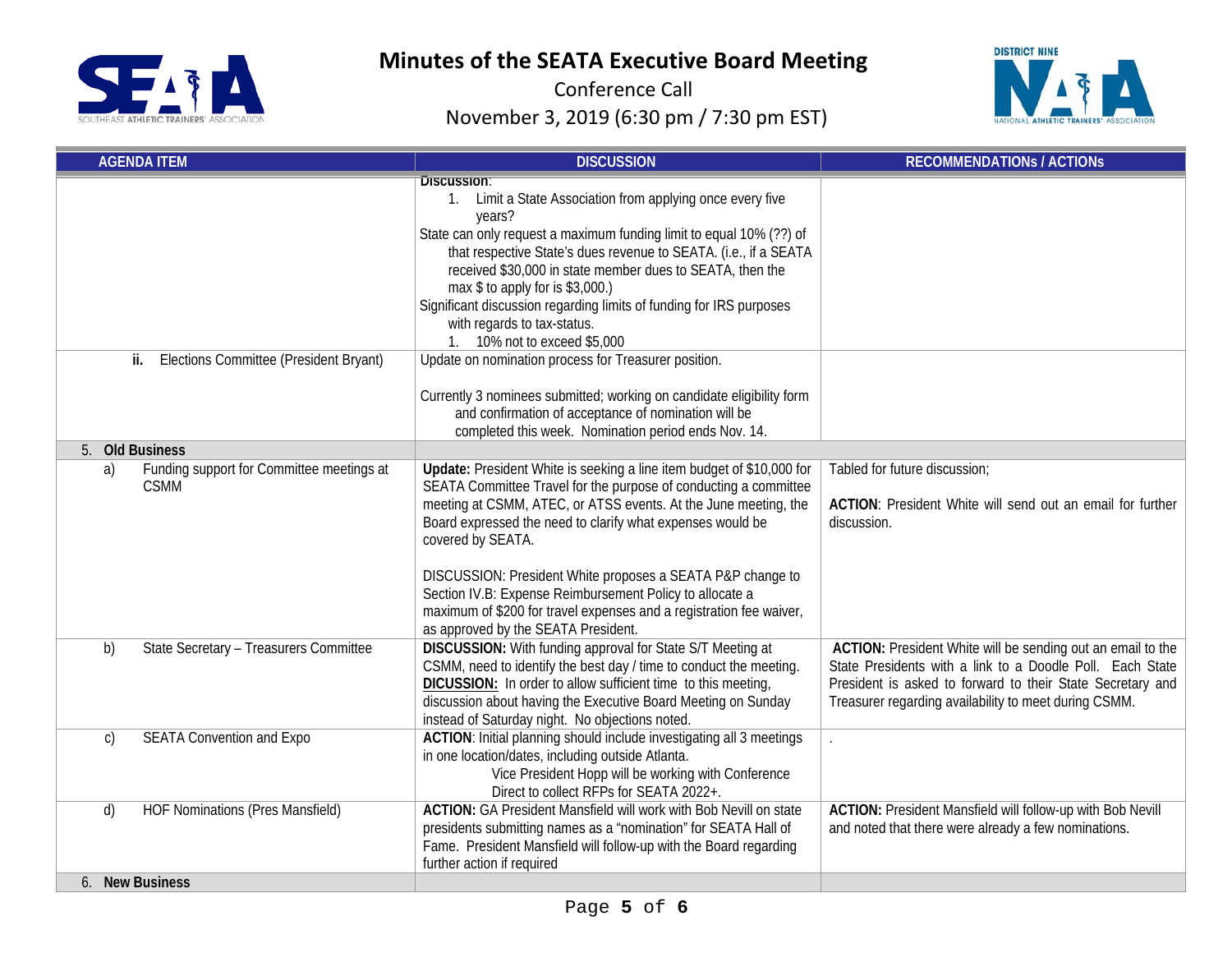# Minutes of the SEATA Executive Board Meeting

Conference Call

November 3, 2019 (6:30 pm / 7:30 pm EST)

| AGENDA ITEM | DISCUSSION | RECOMMENDATIONs / ACTIONs |
|---|---|---|
| | **Discussion**:<br>1. Limit a State Association from applying once every five years?<br>State can only request a maximum funding limit to equal 10% (??) of that respective State's dues revenue to SEATA. (i.e., if a SEATA received $30,000 in state member dues to SEATA, then the max $ to apply for is $3,000.)<br>Significant discussion regarding limits of funding for IRS purposes with regards to tax-status.<br>1. 10% not to exceed $5,000 | |
| **ii.** Elections Committee (President Bryant) | Update on nomination process for Treasurer position.<br><br>Currently 3 nominees submitted; working on candidate eligibility form and confirmation of acceptance of nomination will be completed this week. Nomination period ends Nov. 14. | |
| 5. **Old Business** | | |
| a) Funding support for Committee meetings at CSMM | **Update:** President White is seeking a line item budget of $10,000 for SEATA Committee Travel for the purpose of conducting a committee meeting at CSMM, ATEC, or ATSS events. At the June meeting, the Board expressed the need to clarify what expenses would be covered by SEATA.<br><br>DISCUSSION: President White proposes a SEATA P&P change to Section IV.B: Expense Reimbursement Policy to allocate a maximum of $200 for travel expenses and a registration fee waiver, as approved by the SEATA President. | Tabled for future discussion;<br><br>**ACTION**: President White will send out an email for further discussion. |
| b) State Secretary – Treasurers Committee | **DISCUSSION:** With funding approval for State S/T Meeting at CSMM, need to identify the best day / time to conduct the meeting.<br>**DICUSSION:** In order to allow sufficient time to this meeting, discussion about having the Executive Board Meeting on Sunday instead of Saturday night. No objections noted. | **ACTION:** President White will be sending out an email to the State Presidents with a link to a Doodle Poll. Each State President is asked to forward to their State Secretary and Treasurer regarding availability to meet during CSMM. |
| c) SEATA Convention and Expo | **ACTION**: Initial planning should include investigating all 3 meetings in one location/dates, including outside Atlanta.<br>Vice President Hopp will be working with Conference Direct to collect RFPs for SEATA 2022+. | . |
| d) HOF Nominations (Pres Mansfield) | **ACTION:** GA President Mansfield will work with Bob Nevill on state presidents submitting names as a "nomination" for SEATA Hall of Fame. President Mansfield will follow-up with the Board regarding further action if required | **ACTION:** President Mansfield will follow-up with Bob Nevill and noted that there were already a few nominations. |
| 6. **New Business** | | |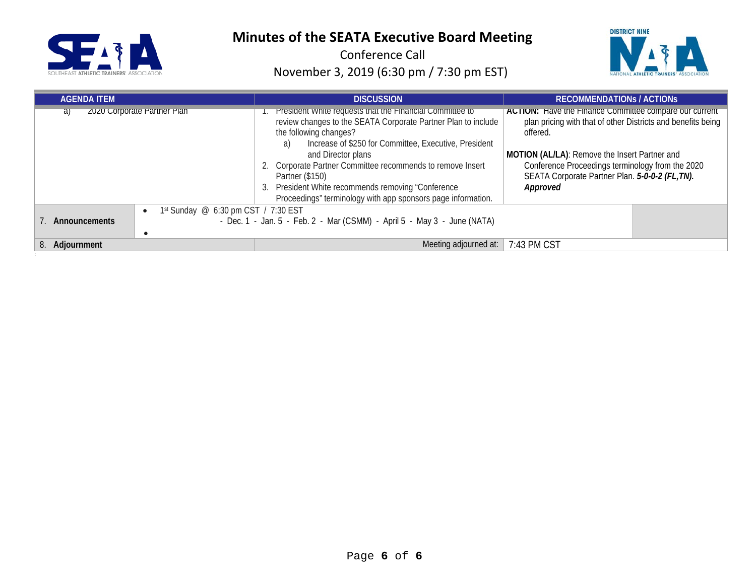# Minutes of the SEATA Executive Board Meeting

Conference Call

November 3, 2019 (6:30 pm / 7:30 pm EST)

| AGENDA ITEM | DISCUSSION | RECOMMENDATIONs / ACTIONs |
|---|---|---|
| a) 2020 Corporate Partner Plan | 1. President White requests that the Financial Committee to review changes to the SEATA Corporate Partner Plan to include the following changes?<br>a) Increase of $250 for Committee, Executive, President and Director plans<br>2. Corporate Partner Committee recommends to remove Insert Partner ($150)<br>3. President White recommends removing "Conference Proceedings" terminology with app sponsors page information. | **ACTION:** Have the Finance Committee compare our current plan pricing with that of other Districts and benefits being offered.<br><br>**MOTION (AL/LA)**: Remove the Insert Partner and Conference Proceedings terminology from the 2020 SEATA Corporate Partner Plan. ***5-0-0-2 (FL,TN). Approved*** |
| 7. **Announcements** | • 1st Sunday @ 6:30 pm CST / 7:30 EST<br>- Dec. 1 - Jan. 5 - Feb. 2 - Mar (CSMM) - April 5 - May 3 - June (NATA)<br>• | |
| 8. **Adjournment** | Meeting adjourned at: | 7:43 PM CST |